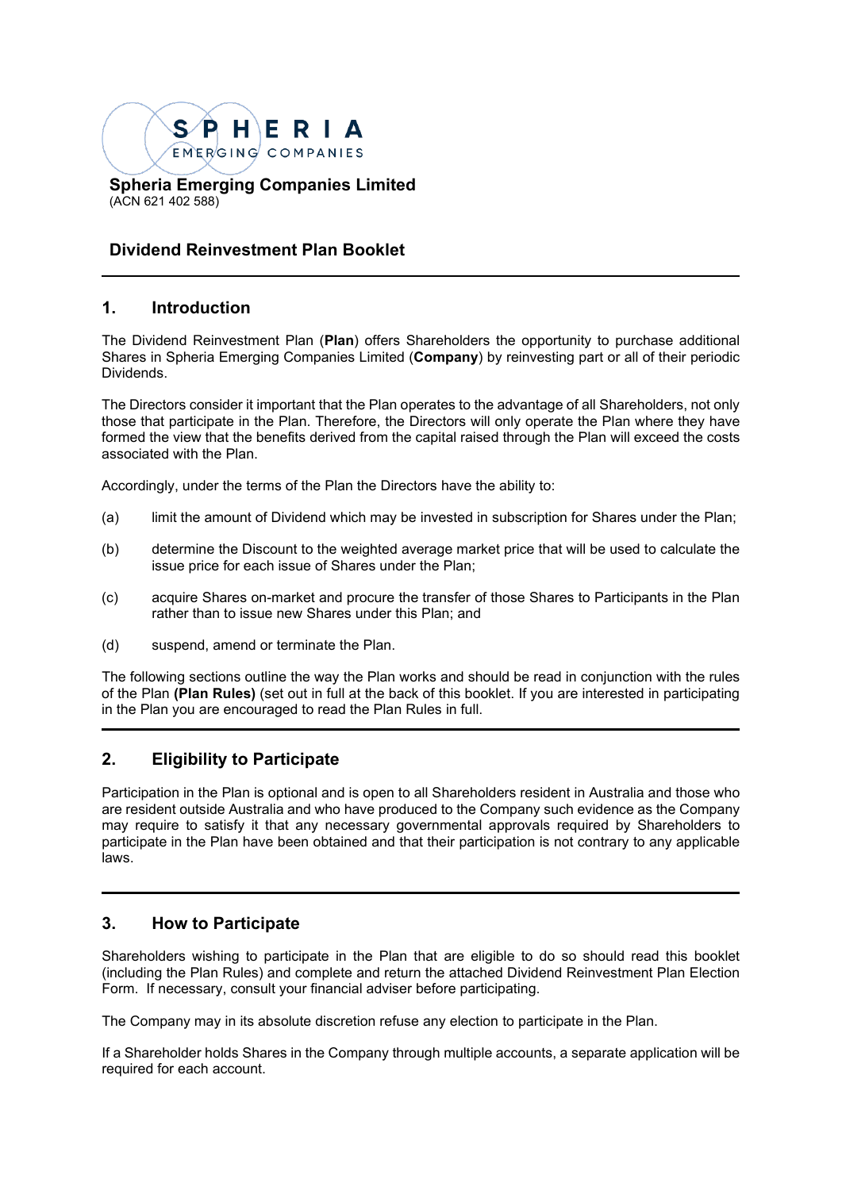SPHERIA

EMERGING COMPANIES

**Spheria Emerging Companies Limited**
(ACN 621 402 588)

## Dividend Reinvestment Plan Booklet

## 1. Introduction

The Dividend Reinvestment Plan (**Plan**) offers Shareholders the opportunity to purchase additional Shares in Spheria Emerging Companies Limited (**Company**) by reinvesting part or all of their periodic Dividends.

The Directors consider it important that the Plan operates to the advantage of all Shareholders, not only those that participate in the Plan. Therefore, the Directors will only operate the Plan where they have formed the view that the benefits derived from the capital raised through the Plan will exceed the costs associated with the Plan.

Accordingly, under the terms of the Plan the Directors have the ability to:

(a) limit the amount of Dividend which may be invested in subscription for Shares under the Plan;

(b) determine the Discount to the weighted average market price that will be used to calculate the issue price for each issue of Shares under the Plan;

(c) acquire Shares on-market and procure the transfer of those Shares to Participants in the Plan rather than to issue new Shares under this Plan; and

(d) suspend, amend or terminate the Plan.

The following sections outline the way the Plan works and should be read in conjunction with the rules of the Plan **(Plan Rules)** (set out in full at the back of this booklet. If you are interested in participating in the Plan you are encouraged to read the Plan Rules in full.

## 2. Eligibility to Participate

Participation in the Plan is optional and is open to all Shareholders resident in Australia and those who are resident outside Australia and who have produced to the Company such evidence as the Company may require to satisfy it that any necessary governmental approvals required by Shareholders to participate in the Plan have been obtained and that their participation is not contrary to any applicable laws.

## 3. How to Participate

Shareholders wishing to participate in the Plan that are eligible to do so should read this booklet (including the Plan Rules) and complete and return the attached Dividend Reinvestment Plan Election Form. If necessary, consult your financial adviser before participating.

The Company may in its absolute discretion refuse any election to participate in the Plan.

If a Shareholder holds Shares in the Company through multiple accounts, a separate application will be required for each account.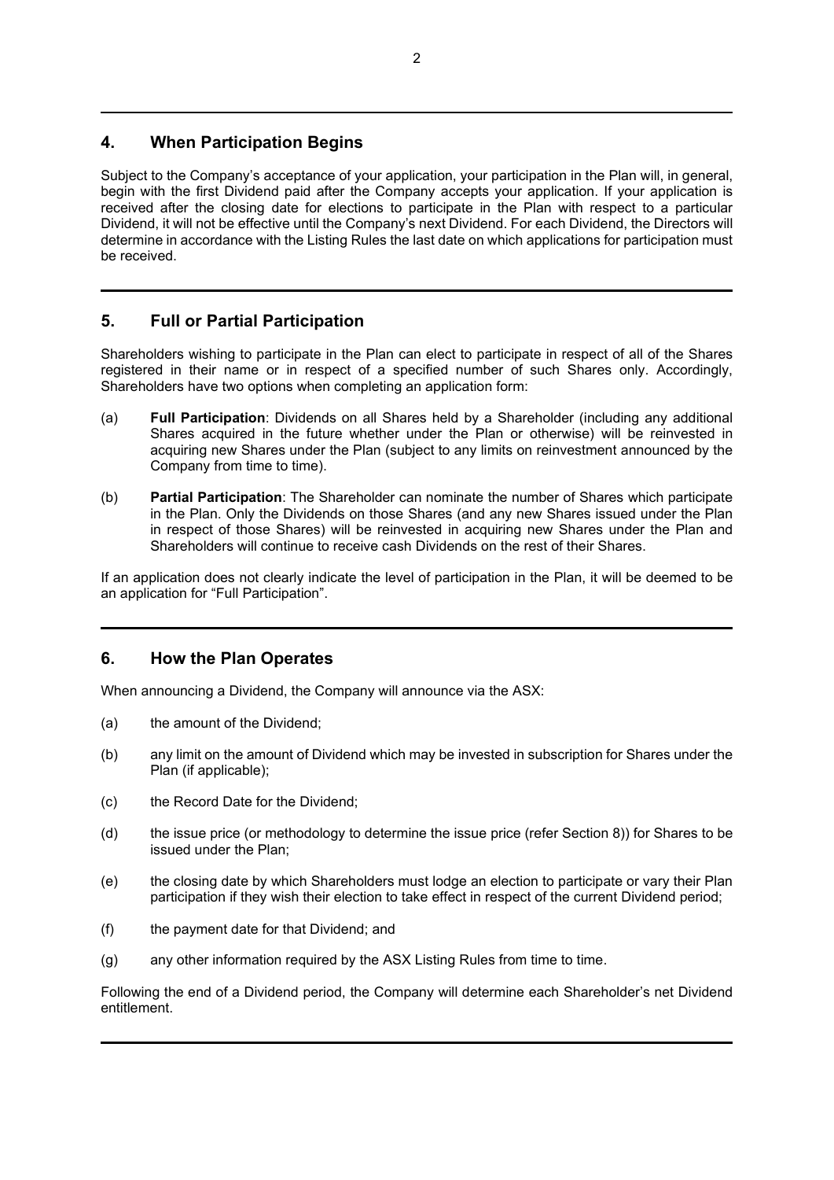## 4. When Participation Begins

Subject to the Company's acceptance of your application, your participation in the Plan will, in general, begin with the first Dividend paid after the Company accepts your application. If your application is received after the closing date for elections to participate in the Plan with respect to a particular Dividend, it will not be effective until the Company's next Dividend. For each Dividend, the Directors will determine in accordance with the Listing Rules the last date on which applications for participation must be received.

## 5. Full or Partial Participation

Shareholders wishing to participate in the Plan can elect to participate in respect of all of the Shares registered in their name or in respect of a specified number of such Shares only. Accordingly, Shareholders have two options when completing an application form:

(a) **Full Participation**: Dividends on all Shares held by a Shareholder (including any additional Shares acquired in the future whether under the Plan or otherwise) will be reinvested in acquiring new Shares under the Plan (subject to any limits on reinvestment announced by the Company from time to time).

(b) **Partial Participation**: The Shareholder can nominate the number of Shares which participate in the Plan. Only the Dividends on those Shares (and any new Shares issued under the Plan in respect of those Shares) will be reinvested in acquiring new Shares under the Plan and Shareholders will continue to receive cash Dividends on the rest of their Shares.

If an application does not clearly indicate the level of participation in the Plan, it will be deemed to be an application for "Full Participation".

## 6. How the Plan Operates

When announcing a Dividend, the Company will announce via the ASX:

(a) the amount of the Dividend;

(b) any limit on the amount of Dividend which may be invested in subscription for Shares under the Plan (if applicable);

(c) the Record Date for the Dividend;

(d) the issue price (or methodology to determine the issue price (refer Section 8)) for Shares to be issued under the Plan;

(e) the closing date by which Shareholders must lodge an election to participate or vary their Plan participation if they wish their election to take effect in respect of the current Dividend period;

(f) the payment date for that Dividend; and

(g) any other information required by the ASX Listing Rules from time to time.

Following the end of a Dividend period, the Company will determine each Shareholder's net Dividend entitlement.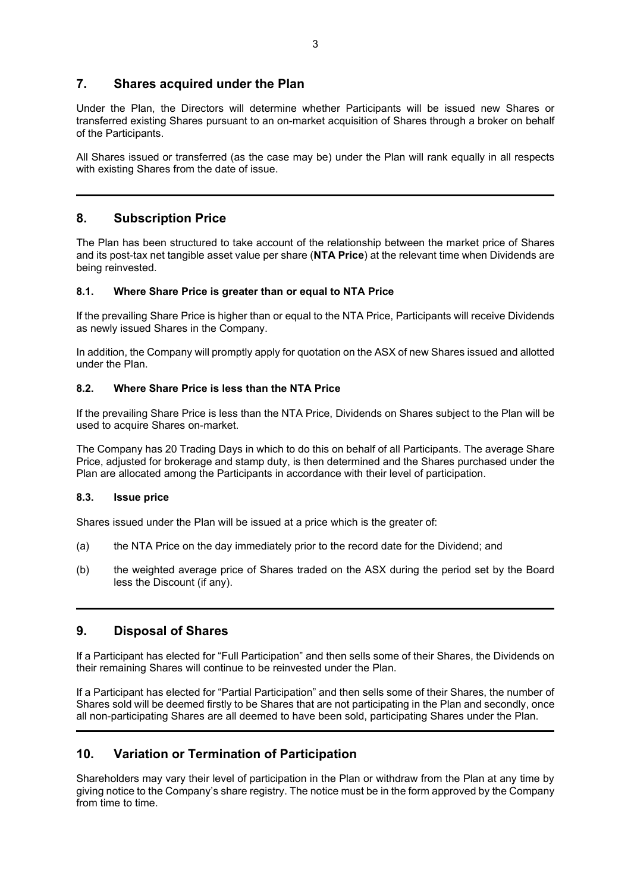## 7. Shares acquired under the Plan

Under the Plan, the Directors will determine whether Participants will be issued new Shares or transferred existing Shares pursuant to an on-market acquisition of Shares through a broker on behalf of the Participants.

All Shares issued or transferred (as the case may be) under the Plan will rank equally in all respects with existing Shares from the date of issue.

## 8. Subscription Price

The Plan has been structured to take account of the relationship between the market price of Shares and its post-tax net tangible asset value per share (**NTA Price**) at the relevant time when Dividends are being reinvested.

### 8.1. Where Share Price is greater than or equal to NTA Price

If the prevailing Share Price is higher than or equal to the NTA Price, Participants will receive Dividends as newly issued Shares in the Company.

In addition, the Company will promptly apply for quotation on the ASX of new Shares issued and allotted under the Plan.

### 8.2. Where Share Price is less than the NTA Price

If the prevailing Share Price is less than the NTA Price, Dividends on Shares subject to the Plan will be used to acquire Shares on-market.

The Company has 20 Trading Days in which to do this on behalf of all Participants. The average Share Price, adjusted for brokerage and stamp duty, is then determined and the Shares purchased under the Plan are allocated among the Participants in accordance with their level of participation.

### 8.3. Issue price

Shares issued under the Plan will be issued at a price which is the greater of:

(a) the NTA Price on the day immediately prior to the record date for the Dividend; and

(b) the weighted average price of Shares traded on the ASX during the period set by the Board less the Discount (if any).

## 9. Disposal of Shares

If a Participant has elected for "Full Participation" and then sells some of their Shares, the Dividends on their remaining Shares will continue to be reinvested under the Plan.

If a Participant has elected for "Partial Participation" and then sells some of their Shares, the number of Shares sold will be deemed firstly to be Shares that are not participating in the Plan and secondly, once all non-participating Shares are all deemed to have been sold, participating Shares under the Plan.

## 10. Variation or Termination of Participation

Shareholders may vary their level of participation in the Plan or withdraw from the Plan at any time by giving notice to the Company's share registry. The notice must be in the form approved by the Company from time to time.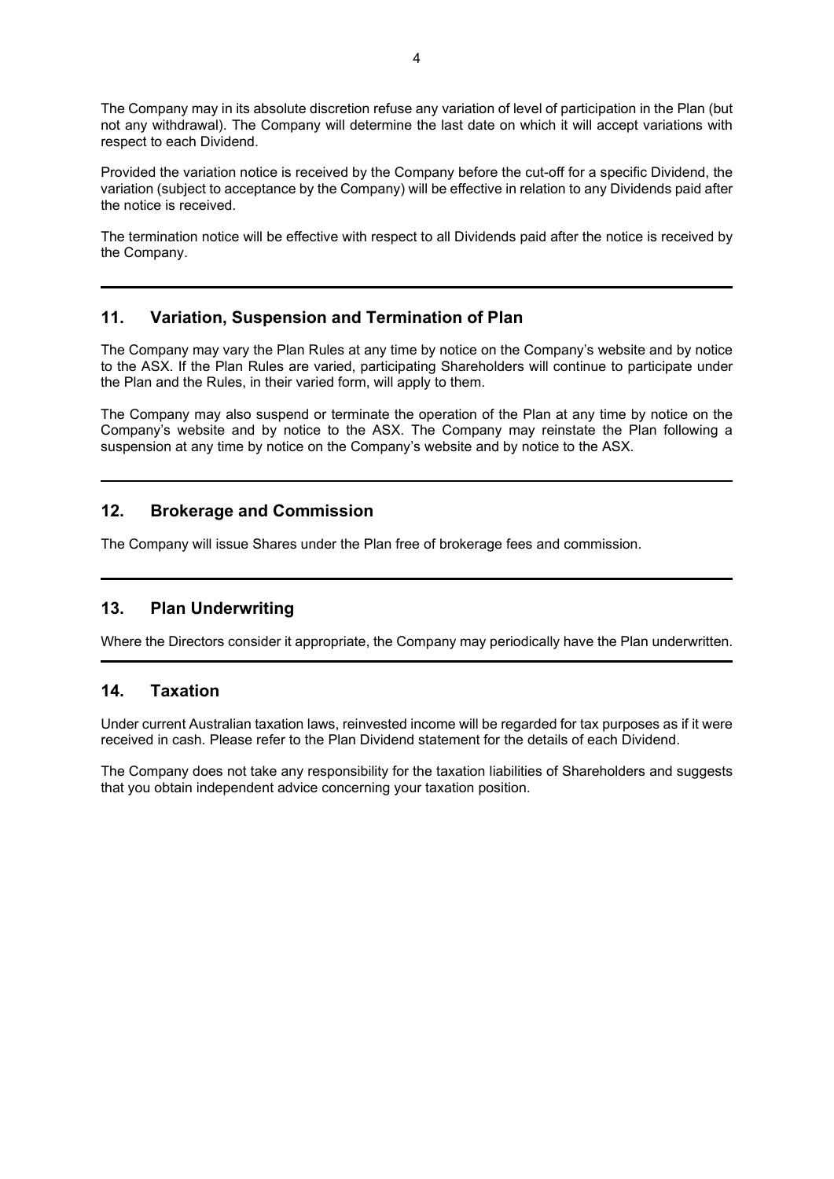The Company may in its absolute discretion refuse any variation of level of participation in the Plan (but not any withdrawal). The Company will determine the last date on which it will accept variations with respect to each Dividend.

Provided the variation notice is received by the Company before the cut-off for a specific Dividend, the variation (subject to acceptance by the Company) will be effective in relation to any Dividends paid after the notice is received.

The termination notice will be effective with respect to all Dividends paid after the notice is received by the Company.

## 11. Variation, Suspension and Termination of Plan

The Company may vary the Plan Rules at any time by notice on the Company's website and by notice to the ASX. If the Plan Rules are varied, participating Shareholders will continue to participate under the Plan and the Rules, in their varied form, will apply to them.

The Company may also suspend or terminate the operation of the Plan at any time by notice on the Company's website and by notice to the ASX. The Company may reinstate the Plan following a suspension at any time by notice on the Company's website and by notice to the ASX.

## 12. Brokerage and Commission

The Company will issue Shares under the Plan free of brokerage fees and commission.

## 13. Plan Underwriting

Where the Directors consider it appropriate, the Company may periodically have the Plan underwritten.

## 14. Taxation

Under current Australian taxation laws, reinvested income will be regarded for tax purposes as if it were received in cash. Please refer to the Plan Dividend statement for the details of each Dividend.

The Company does not take any responsibility for the taxation liabilities of Shareholders and suggests that you obtain independent advice concerning your taxation position.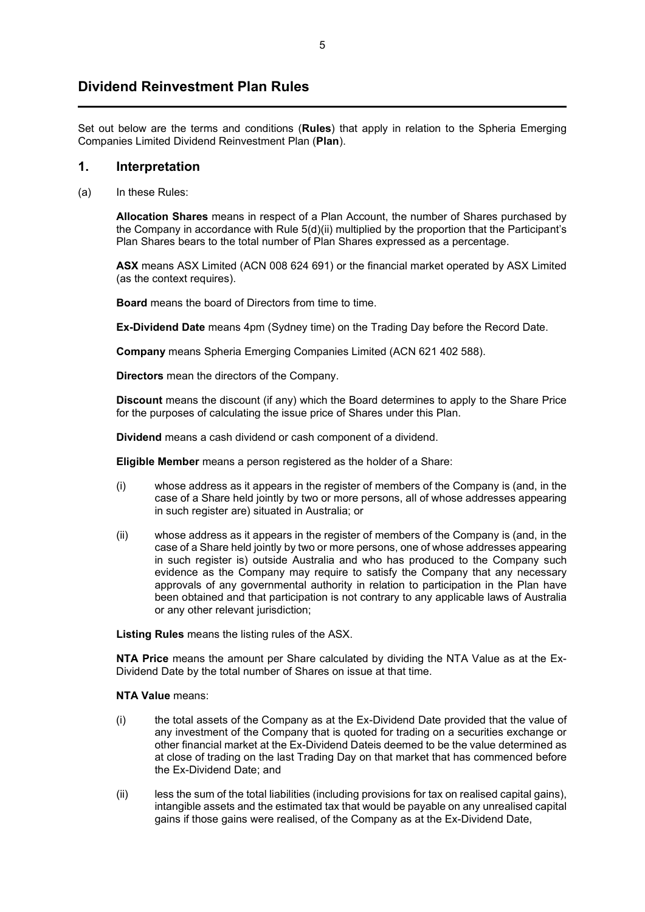## Dividend Reinvestment Plan Rules

Set out below are the terms and conditions (**Rules**) that apply in relation to the Spheria Emerging Companies Limited Dividend Reinvestment Plan (**Plan**).

### 1. Interpretation

(a) In these Rules:

**Allocation Shares** means in respect of a Plan Account, the number of Shares purchased by the Company in accordance with Rule 5(d)(ii) multiplied by the proportion that the Participant's Plan Shares bears to the total number of Plan Shares expressed as a percentage.

**ASX** means ASX Limited (ACN 008 624 691) or the financial market operated by ASX Limited (as the context requires).

**Board** means the board of Directors from time to time.

**Ex-Dividend Date** means 4pm (Sydney time) on the Trading Day before the Record Date.

**Company** means Spheria Emerging Companies Limited (ACN 621 402 588).

**Directors** mean the directors of the Company.

**Discount** means the discount (if any) which the Board determines to apply to the Share Price for the purposes of calculating the issue price of Shares under this Plan.

**Dividend** means a cash dividend or cash component of a dividend.

**Eligible Member** means a person registered as the holder of a Share:

(i) whose address as it appears in the register of members of the Company is (and, in the case of a Share held jointly by two or more persons, all of whose addresses appearing in such register are) situated in Australia; or

(ii) whose address as it appears in the register of members of the Company is (and, in the case of a Share held jointly by two or more persons, one of whose addresses appearing in such register is) outside Australia and who has produced to the Company such evidence as the Company may require to satisfy the Company that any necessary approvals of any governmental authority in relation to participation in the Plan have been obtained and that participation is not contrary to any applicable laws of Australia or any other relevant jurisdiction;

**Listing Rules** means the listing rules of the ASX.

**NTA Price** means the amount per Share calculated by dividing the NTA Value as at the Ex-Dividend Date by the total number of Shares on issue at that time.

**NTA Value** means:

(i) the total assets of the Company as at the Ex-Dividend Date provided that the value of any investment of the Company that is quoted for trading on a securities exchange or other financial market at the Ex-Dividend Dateis deemed to be the value determined as at close of trading on the last Trading Day on that market that has commenced before the Ex-Dividend Date; and

(ii) less the sum of the total liabilities (including provisions for tax on realised capital gains), intangible assets and the estimated tax that would be payable on any unrealised capital gains if those gains were realised, of the Company as at the Ex-Dividend Date,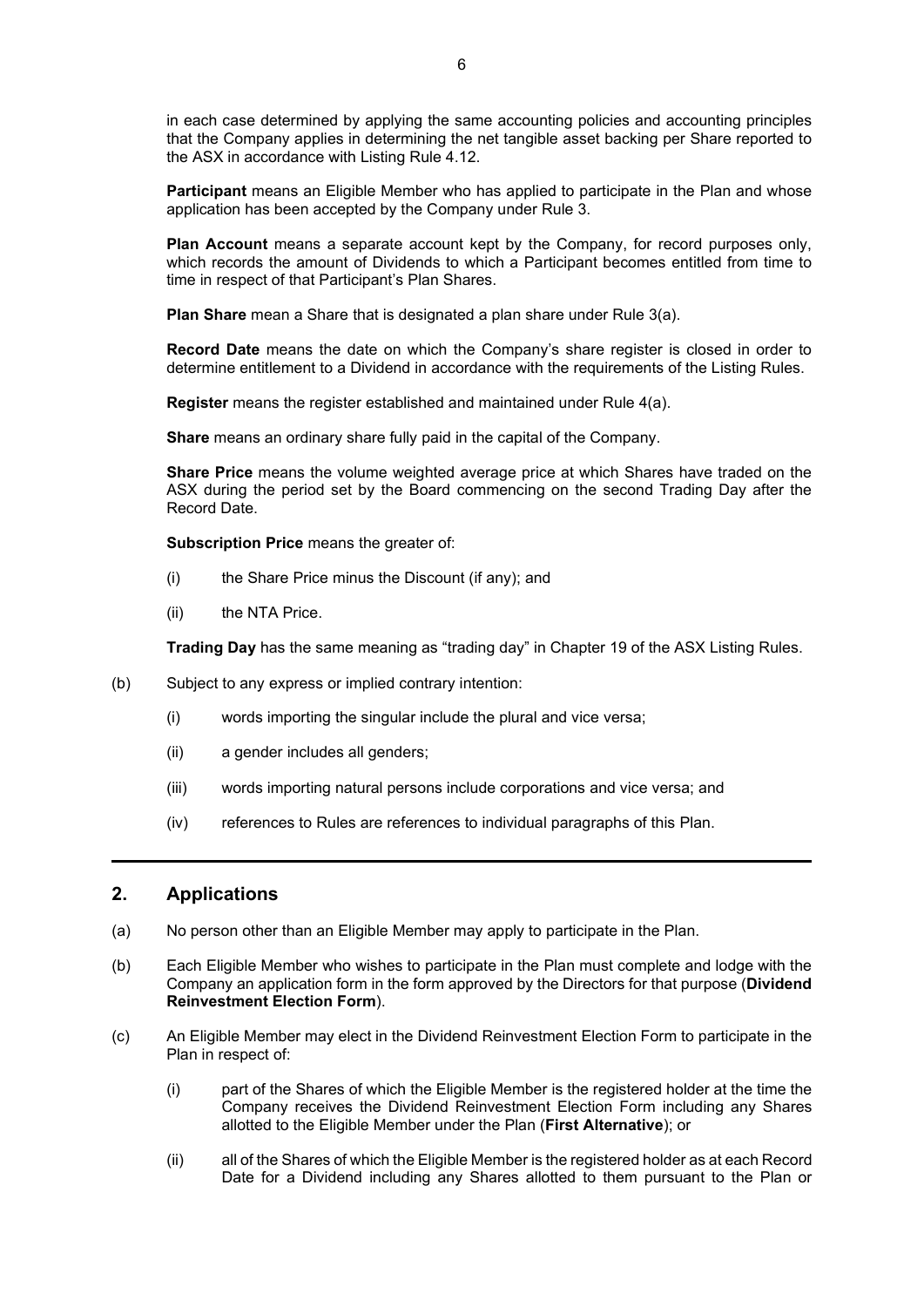in each case determined by applying the same accounting policies and accounting principles that the Company applies in determining the net tangible asset backing per Share reported to the ASX in accordance with Listing Rule 4.12.

**Participant** means an Eligible Member who has applied to participate in the Plan and whose application has been accepted by the Company under Rule 3.

**Plan Account** means a separate account kept by the Company, for record purposes only, which records the amount of Dividends to which a Participant becomes entitled from time to time in respect of that Participant's Plan Shares.

**Plan Share** mean a Share that is designated a plan share under Rule 3(a).

**Record Date** means the date on which the Company's share register is closed in order to determine entitlement to a Dividend in accordance with the requirements of the Listing Rules.

**Register** means the register established and maintained under Rule 4(a).

**Share** means an ordinary share fully paid in the capital of the Company.

**Share Price** means the volume weighted average price at which Shares have traded on the ASX during the period set by the Board commencing on the second Trading Day after the Record Date.

**Subscription Price** means the greater of:

(i) the Share Price minus the Discount (if any); and

(ii) the NTA Price.

**Trading Day** has the same meaning as "trading day" in Chapter 19 of the ASX Listing Rules.

(b) Subject to any express or implied contrary intention:

(i) words importing the singular include the plural and vice versa;

(ii) a gender includes all genders;

(iii) words importing natural persons include corporations and vice versa; and

(iv) references to Rules are references to individual paragraphs of this Plan.

## 2. Applications

(a) No person other than an Eligible Member may apply to participate in the Plan.

(b) Each Eligible Member who wishes to participate in the Plan must complete and lodge with the Company an application form in the form approved by the Directors for that purpose (**Dividend Reinvestment Election Form**).

(c) An Eligible Member may elect in the Dividend Reinvestment Election Form to participate in the Plan in respect of:

(i) part of the Shares of which the Eligible Member is the registered holder at the time the Company receives the Dividend Reinvestment Election Form including any Shares allotted to the Eligible Member under the Plan (**First Alternative**); or

(ii) all of the Shares of which the Eligible Member is the registered holder as at each Record Date for a Dividend including any Shares allotted to them pursuant to the Plan or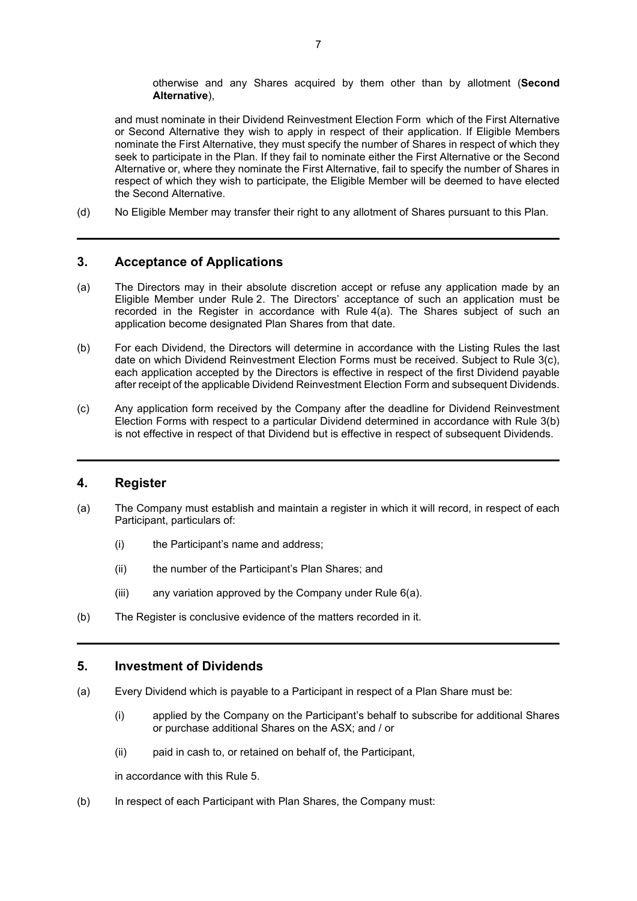otherwise and any Shares acquired by them other than by allotment (**Second Alternative**),

and must nominate in their Dividend Reinvestment Election Form which of the First Alternative or Second Alternative they wish to apply in respect of their application. If Eligible Members nominate the First Alternative, they must specify the number of Shares in respect of which they seek to participate in the Plan. If they fail to nominate either the First Alternative or the Second Alternative or, where they nominate the First Alternative, fail to specify the number of Shares in respect of which they wish to participate, the Eligible Member will be deemed to have elected the Second Alternative.

(d) No Eligible Member may transfer their right to any allotment of Shares pursuant to this Plan.

## 3. Acceptance of Applications

(a) The Directors may in their absolute discretion accept or refuse any application made by an Eligible Member under Rule 2. The Directors' acceptance of such an application must be recorded in the Register in accordance with Rule 4(a). The Shares subject of such an application become designated Plan Shares from that date.

(b) For each Dividend, the Directors will determine in accordance with the Listing Rules the last date on which Dividend Reinvestment Election Forms must be received. Subject to Rule 3(c), each application accepted by the Directors is effective in respect of the first Dividend payable after receipt of the applicable Dividend Reinvestment Election Form and subsequent Dividends.

(c) Any application form received by the Company after the deadline for Dividend Reinvestment Election Forms with respect to a particular Dividend determined in accordance with Rule 3(b) is not effective in respect of that Dividend but is effective in respect of subsequent Dividends.

## 4. Register

(a) The Company must establish and maintain a register in which it will record, in respect of each Participant, particulars of:

   (i) the Participant's name and address;

   (ii) the number of the Participant's Plan Shares; and

   (iii) any variation approved by the Company under Rule 6(a).

(b) The Register is conclusive evidence of the matters recorded in it.

## 5. Investment of Dividends

(a) Every Dividend which is payable to a Participant in respect of a Plan Share must be:

   (i) applied by the Company on the Participant's behalf to subscribe for additional Shares or purchase additional Shares on the ASX; and / or

   (ii) paid in cash to, or retained on behalf of, the Participant,

   in accordance with this Rule 5.

(b) In respect of each Participant with Plan Shares, the Company must: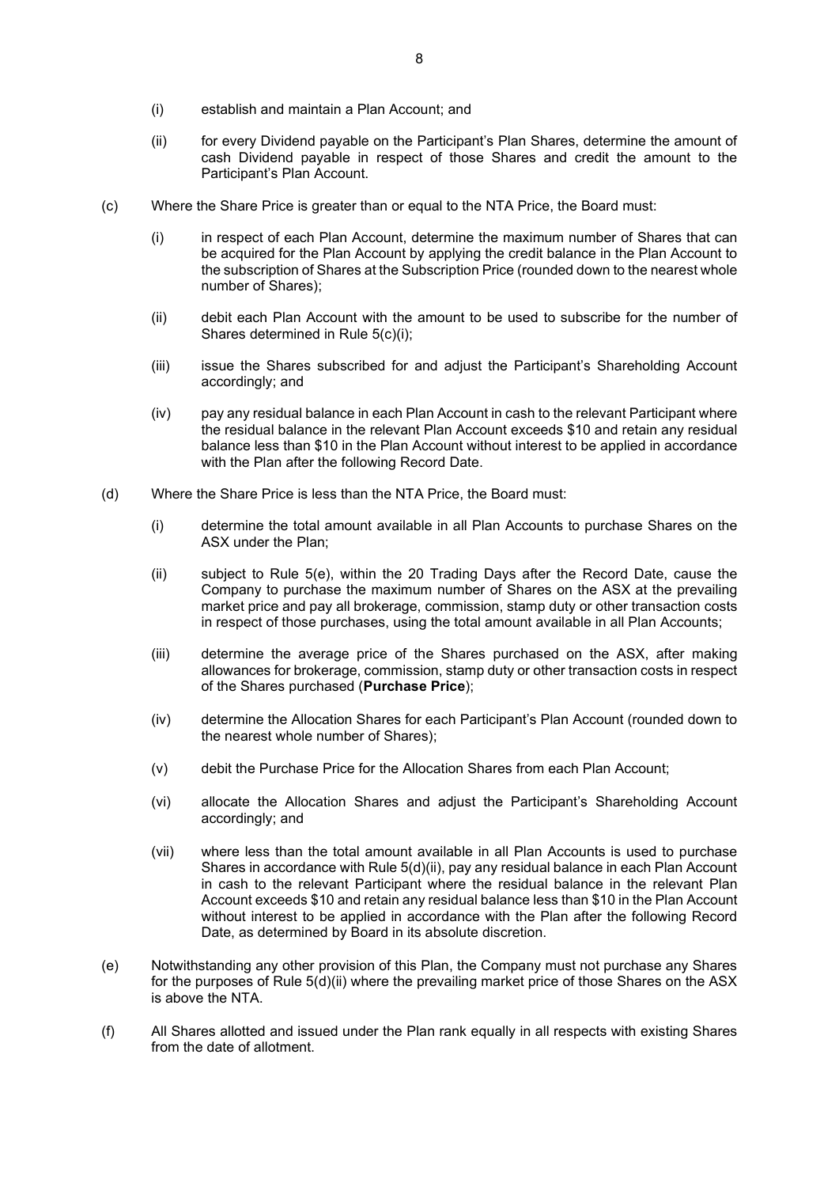(i) establish and maintain a Plan Account; and

(ii) for every Dividend payable on the Participant's Plan Shares, determine the amount of cash Dividend payable in respect of those Shares and credit the amount to the Participant's Plan Account.

(c) Where the Share Price is greater than or equal to the NTA Price, the Board must:

(i) in respect of each Plan Account, determine the maximum number of Shares that can be acquired for the Plan Account by applying the credit balance in the Plan Account to the subscription of Shares at the Subscription Price (rounded down to the nearest whole number of Shares);

(ii) debit each Plan Account with the amount to be used to subscribe for the number of Shares determined in Rule 5(c)(i);

(iii) issue the Shares subscribed for and adjust the Participant's Shareholding Account accordingly; and

(iv) pay any residual balance in each Plan Account in cash to the relevant Participant where the residual balance in the relevant Plan Account exceeds $10 and retain any residual balance less than $10 in the Plan Account without interest to be applied in accordance with the Plan after the following Record Date.

(d) Where the Share Price is less than the NTA Price, the Board must:

(i) determine the total amount available in all Plan Accounts to purchase Shares on the ASX under the Plan;

(ii) subject to Rule 5(e), within the 20 Trading Days after the Record Date, cause the Company to purchase the maximum number of Shares on the ASX at the prevailing market price and pay all brokerage, commission, stamp duty or other transaction costs in respect of those purchases, using the total amount available in all Plan Accounts;

(iii) determine the average price of the Shares purchased on the ASX, after making allowances for brokerage, commission, stamp duty or other transaction costs in respect of the Shares purchased (**Purchase Price**);

(iv) determine the Allocation Shares for each Participant's Plan Account (rounded down to the nearest whole number of Shares);

(v) debit the Purchase Price for the Allocation Shares from each Plan Account;

(vi) allocate the Allocation Shares and adjust the Participant's Shareholding Account accordingly; and

(vii) where less than the total amount available in all Plan Accounts is used to purchase Shares in accordance with Rule 5(d)(ii), pay any residual balance in each Plan Account in cash to the relevant Participant where the residual balance in the relevant Plan Account exceeds $10 and retain any residual balance less than $10 in the Plan Account without interest to be applied in accordance with the Plan after the following Record Date, as determined by Board in its absolute discretion.

(e) Notwithstanding any other provision of this Plan, the Company must not purchase any Shares for the purposes of Rule 5(d)(ii) where the prevailing market price of those Shares on the ASX is above the NTA.

(f) All Shares allotted and issued under the Plan rank equally in all respects with existing Shares from the date of allotment.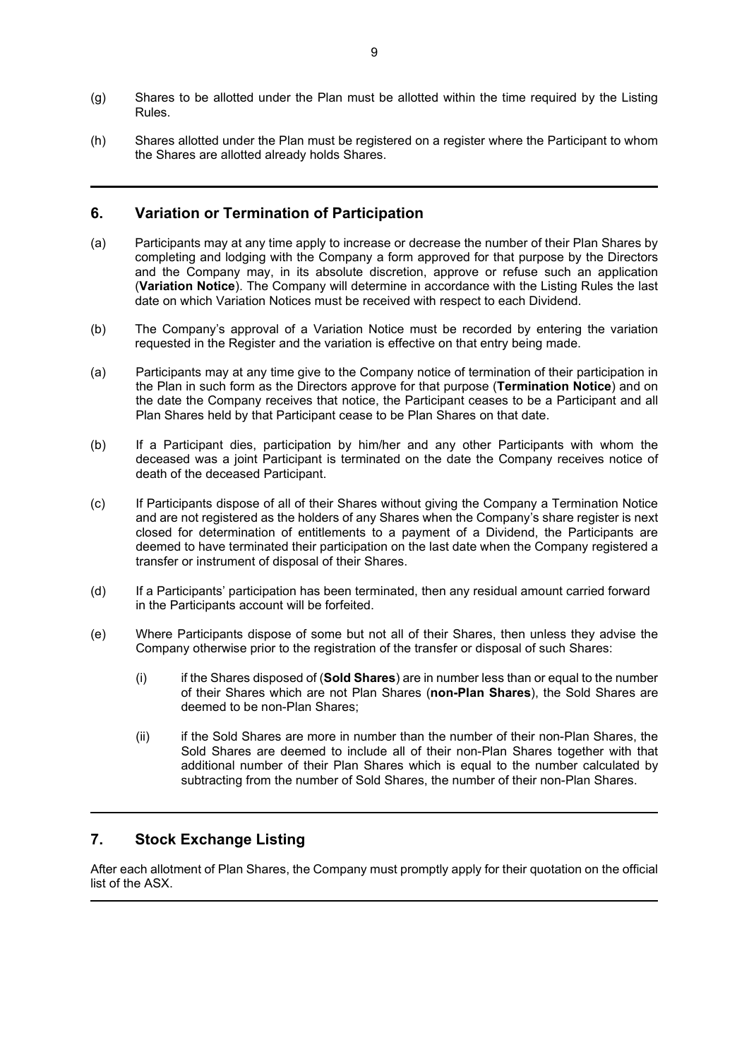(g) Shares to be allotted under the Plan must be allotted within the time required by the Listing Rules.

(h) Shares allotted under the Plan must be registered on a register where the Participant to whom the Shares are allotted already holds Shares.

---

## 6. Variation or Termination of Participation

(a) Participants may at any time apply to increase or decrease the number of their Plan Shares by completing and lodging with the Company a form approved for that purpose by the Directors and the Company may, in its absolute discretion, approve or refuse such an application (**Variation Notice**). The Company will determine in accordance with the Listing Rules the last date on which Variation Notices must be received with respect to each Dividend.

(b) The Company's approval of a Variation Notice must be recorded by entering the variation requested in the Register and the variation is effective on that entry being made.

(a) Participants may at any time give to the Company notice of termination of their participation in the Plan in such form as the Directors approve for that purpose (**Termination Notice**) and on the date the Company receives that notice, the Participant ceases to be a Participant and all Plan Shares held by that Participant cease to be Plan Shares on that date.

(b) If a Participant dies, participation by him/her and any other Participants with whom the deceased was a joint Participant is terminated on the date the Company receives notice of death of the deceased Participant.

(c) If Participants dispose of all of their Shares without giving the Company a Termination Notice and are not registered as the holders of any Shares when the Company's share register is next closed for determination of entitlements to a payment of a Dividend, the Participants are deemed to have terminated their participation on the last date when the Company registered a transfer or instrument of disposal of their Shares.

(d) If a Participants' participation has been terminated, then any residual amount carried forward in the Participants account will be forfeited.

(e) Where Participants dispose of some but not all of their Shares, then unless they advise the Company otherwise prior to the registration of the transfer or disposal of such Shares:

   (i) if the Shares disposed of (**Sold Shares**) are in number less than or equal to the number of their Shares which are not Plan Shares (**non-Plan Shares**), the Sold Shares are deemed to be non-Plan Shares;

   (ii) if the Sold Shares are more in number than the number of their non-Plan Shares, the Sold Shares are deemed to include all of their non-Plan Shares together with that additional number of their Plan Shares which is equal to the number calculated by subtracting from the number of Sold Shares, the number of their non-Plan Shares.

---

## 7. Stock Exchange Listing

After each allotment of Plan Shares, the Company must promptly apply for their quotation on the official list of the ASX.

---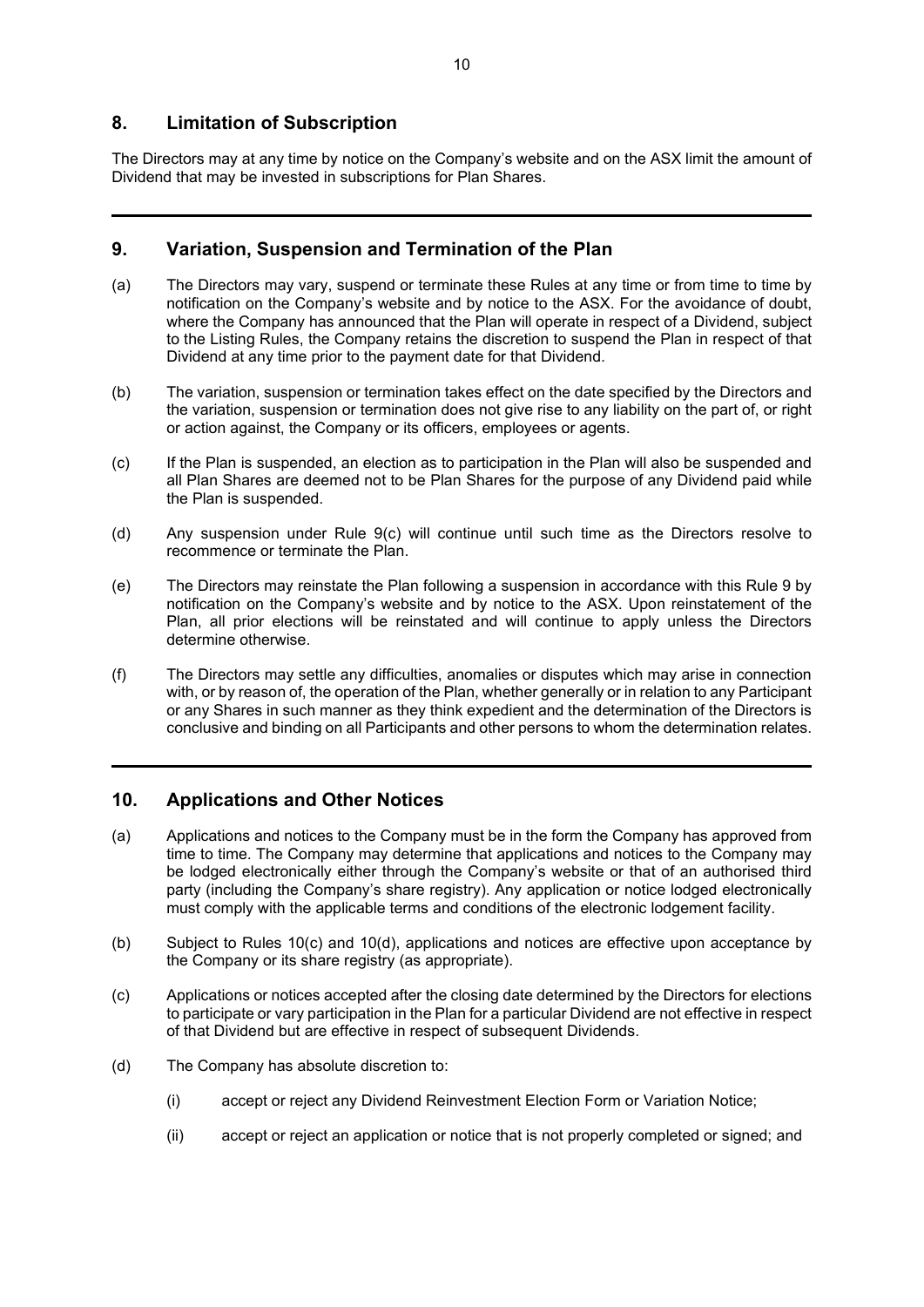## 8. Limitation of Subscription

The Directors may at any time by notice on the Company's website and on the ASX limit the amount of Dividend that may be invested in subscriptions for Plan Shares.

---

## 9. Variation, Suspension and Termination of the Plan

(a) The Directors may vary, suspend or terminate these Rules at any time or from time to time by notification on the Company's website and by notice to the ASX. For the avoidance of doubt, where the Company has announced that the Plan will operate in respect of a Dividend, subject to the Listing Rules, the Company retains the discretion to suspend the Plan in respect of that Dividend at any time prior to the payment date for that Dividend.

(b) The variation, suspension or termination takes effect on the date specified by the Directors and the variation, suspension or termination does not give rise to any liability on the part of, or right or action against, the Company or its officers, employees or agents.

(c) If the Plan is suspended, an election as to participation in the Plan will also be suspended and all Plan Shares are deemed not to be Plan Shares for the purpose of any Dividend paid while the Plan is suspended.

(d) Any suspension under Rule 9(c) will continue until such time as the Directors resolve to recommence or terminate the Plan.

(e) The Directors may reinstate the Plan following a suspension in accordance with this Rule 9 by notification on the Company's website and by notice to the ASX. Upon reinstatement of the Plan, all prior elections will be reinstated and will continue to apply unless the Directors determine otherwise.

(f) The Directors may settle any difficulties, anomalies or disputes which may arise in connection with, or by reason of, the operation of the Plan, whether generally or in relation to any Participant or any Shares in such manner as they think expedient and the determination of the Directors is conclusive and binding on all Participants and other persons to whom the determination relates.

---

## 10. Applications and Other Notices

(a) Applications and notices to the Company must be in the form the Company has approved from time to time. The Company may determine that applications and notices to the Company may be lodged electronically either through the Company's website or that of an authorised third party (including the Company's share registry). Any application or notice lodged electronically must comply with the applicable terms and conditions of the electronic lodgement facility.

(b) Subject to Rules 10(c) and 10(d), applications and notices are effective upon acceptance by the Company or its share registry (as appropriate).

(c) Applications or notices accepted after the closing date determined by the Directors for elections to participate or vary participation in the Plan for a particular Dividend are not effective in respect of that Dividend but are effective in respect of subsequent Dividends.

(d) The Company has absolute discretion to:

   (i) accept or reject any Dividend Reinvestment Election Form or Variation Notice;

   (ii) accept or reject an application or notice that is not properly completed or signed; and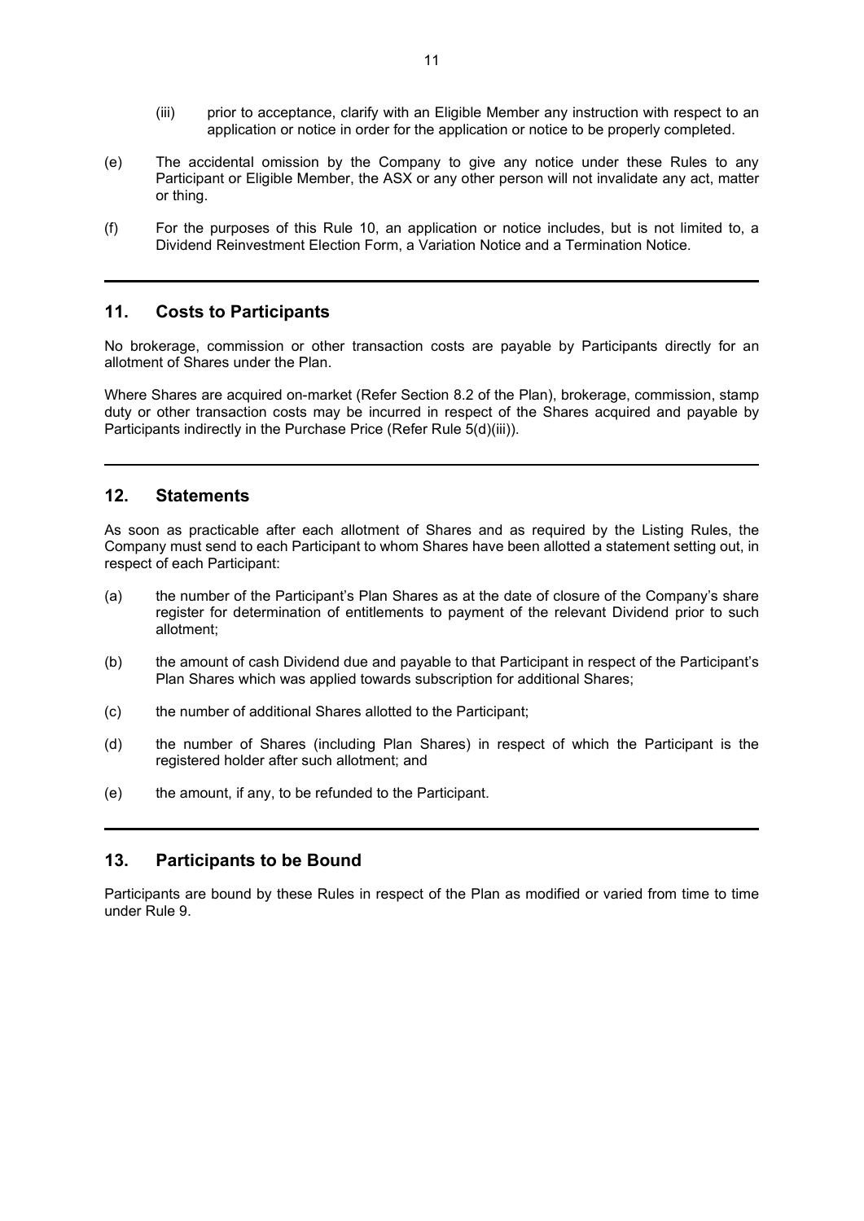(iii) prior to acceptance, clarify with an Eligible Member any instruction with respect to an application or notice in order for the application or notice to be properly completed.

(e) The accidental omission by the Company to give any notice under these Rules to any Participant or Eligible Member, the ASX or any other person will not invalidate any act, matter or thing.

(f) For the purposes of this Rule 10, an application or notice includes, but is not limited to, a Dividend Reinvestment Election Form, a Variation Notice and a Termination Notice.

## 11. Costs to Participants

No brokerage, commission or other transaction costs are payable by Participants directly for an allotment of Shares under the Plan.

Where Shares are acquired on-market (Refer Section 8.2 of the Plan), brokerage, commission, stamp duty or other transaction costs may be incurred in respect of the Shares acquired and payable by Participants indirectly in the Purchase Price (Refer Rule 5(d)(iii)).

## 12. Statements

As soon as practicable after each allotment of Shares and as required by the Listing Rules, the Company must send to each Participant to whom Shares have been allotted a statement setting out, in respect of each Participant:

(a) the number of the Participant's Plan Shares as at the date of closure of the Company's share register for determination of entitlements to payment of the relevant Dividend prior to such allotment;

(b) the amount of cash Dividend due and payable to that Participant in respect of the Participant's Plan Shares which was applied towards subscription for additional Shares;

(c) the number of additional Shares allotted to the Participant;

(d) the number of Shares (including Plan Shares) in respect of which the Participant is the registered holder after such allotment; and

(e) the amount, if any, to be refunded to the Participant.

## 13. Participants to be Bound

Participants are bound by these Rules in respect of the Plan as modified or varied from time to time under Rule 9.